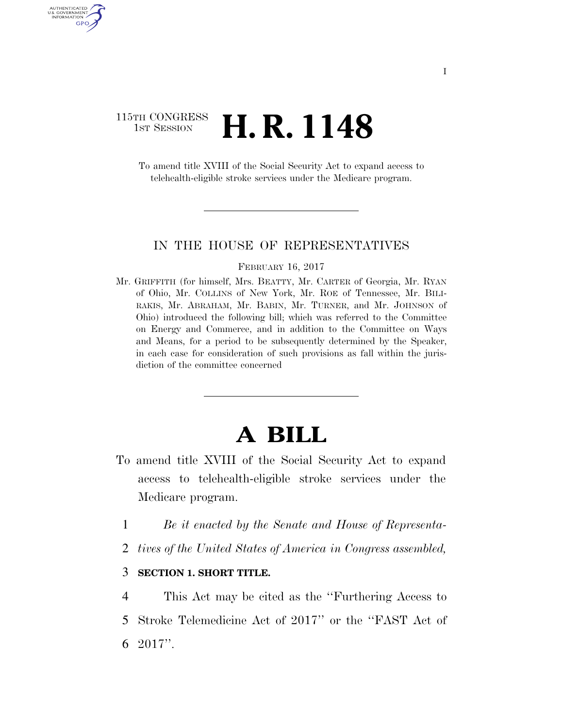115TH CONGRESS
1ST SESSION

# H. R. 1148

To amend title XVIII of the Social Security Act to expand access to telehealth-eligible stroke services under the Medicare program.

---

IN THE HOUSE OF REPRESENTATIVES

FEBRUARY 16, 2017

Mr. GRIFFITH (for himself, Mrs. BEATTY, Mr. CARTER of Georgia, Mr. RYAN of Ohio, Mr. COLLINS of New York, Mr. ROE of Tennessee, Mr. BILIRAKIS, Mr. ABRAHAM, Mr. BABIN, Mr. TURNER, and Mr. JOHNSON of Ohio) introduced the following bill; which was referred to the Committee on Energy and Commerce, and in addition to the Committee on Ways and Means, for a period to be subsequently determined by the Speaker, in each case for consideration of such provisions as fall within the jurisdiction of the committee concerned

---

# A BILL

To amend title XVIII of the Social Security Act to expand access to telehealth-eligible stroke services under the Medicare program.

1 *Be it enacted by the Senate and House of Representa-*
2 *tives of the United States of America in Congress assembled,*

3 **SECTION 1. SHORT TITLE.**

4 This Act may be cited as the ''Furthering Access to
5 Stroke Telemedicine Act of 2017'' or the ''FAST Act of
6 2017''.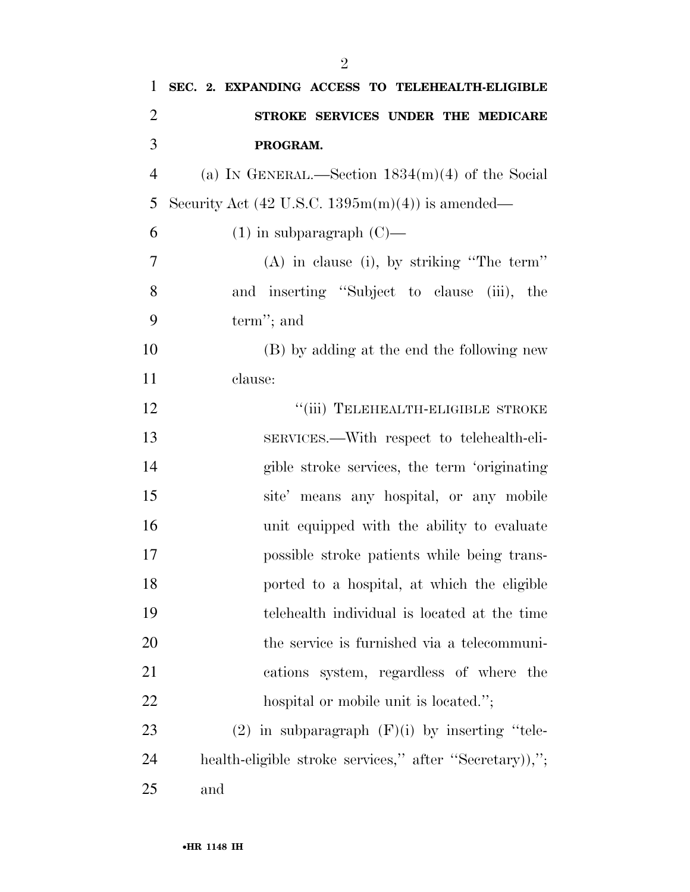**SEC. 2. EXPANDING ACCESS TO TELEHEALTH-ELIGIBLE STROKE SERVICES UNDER THE MEDICARE PROGRAM.**

(a) IN GENERAL.—Section 1834(m)(4) of the Social Security Act (42 U.S.C. 1395m(m)(4)) is amended—

(1) in subparagraph (C)—

(A) in clause (i), by striking "The term" and inserting "Subject to clause (iii), the term"; and

(B) by adding at the end the following new clause:

"(iii) TELEHEALTH-ELIGIBLE STROKE SERVICES.—With respect to telehealth-eligible stroke services, the term 'originating site' means any hospital, or any mobile unit equipped with the ability to evaluate possible stroke patients while being transported to a hospital, at which the eligible telehealth individual is located at the time the service is furnished via a telecommunications system, regardless of where the hospital or mobile unit is located.";

(2) in subparagraph (F)(i) by inserting "telehealth-eligible stroke services," after "Secretary)),"; and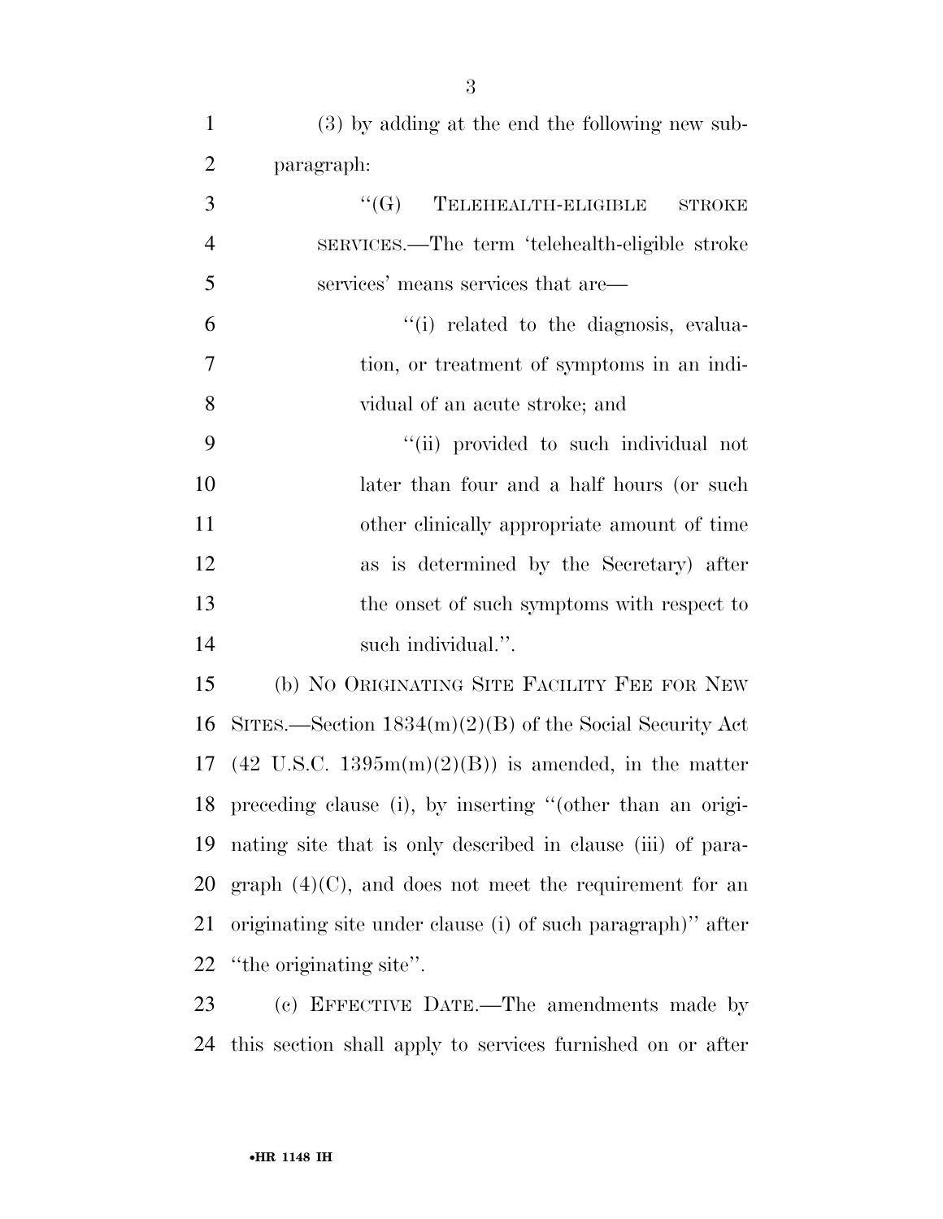(3) by adding at the end the following new subparagraph:

"(G) TELEHEALTH-ELIGIBLE STROKE SERVICES.—The term 'telehealth-eligible stroke services' means services that are—

"(i) related to the diagnosis, evaluation, or treatment of symptoms in an individual of an acute stroke; and

"(ii) provided to such individual not later than four and a half hours (or such other clinically appropriate amount of time as is determined by the Secretary) after the onset of such symptoms with respect to such individual.".

(b) NO ORIGINATING SITE FACILITY FEE FOR NEW SITES.—Section 1834(m)(2)(B) of the Social Security Act (42 U.S.C. 1395m(m)(2)(B)) is amended, in the matter preceding clause (i), by inserting "(other than an originating site that is only described in clause (iii) of paragraph (4)(C), and does not meet the requirement for an originating site under clause (i) of such paragraph)" after "the originating site".

(c) EFFECTIVE DATE.—The amendments made by this section shall apply to services furnished on or after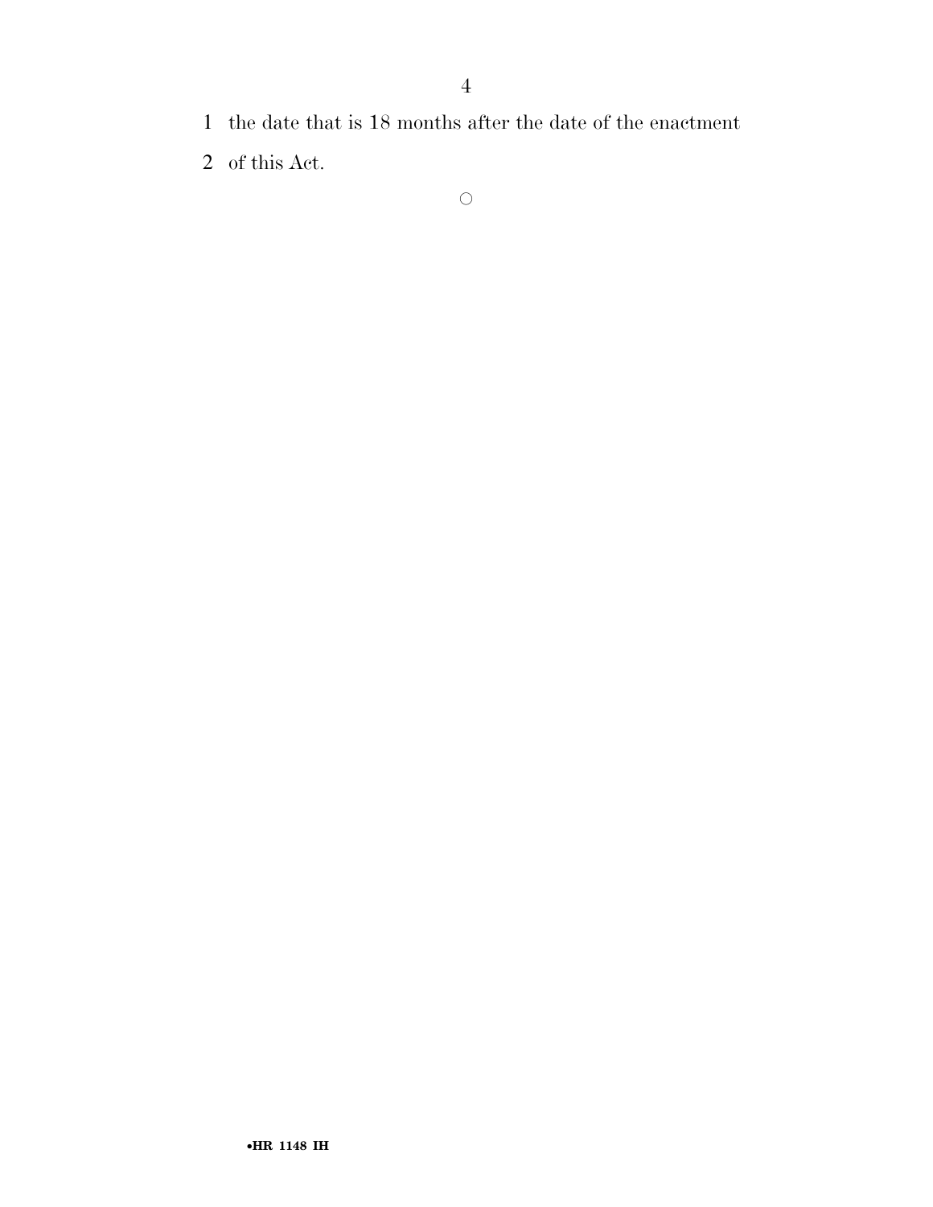the date that is 18 months after the date of the enactment of this Act.